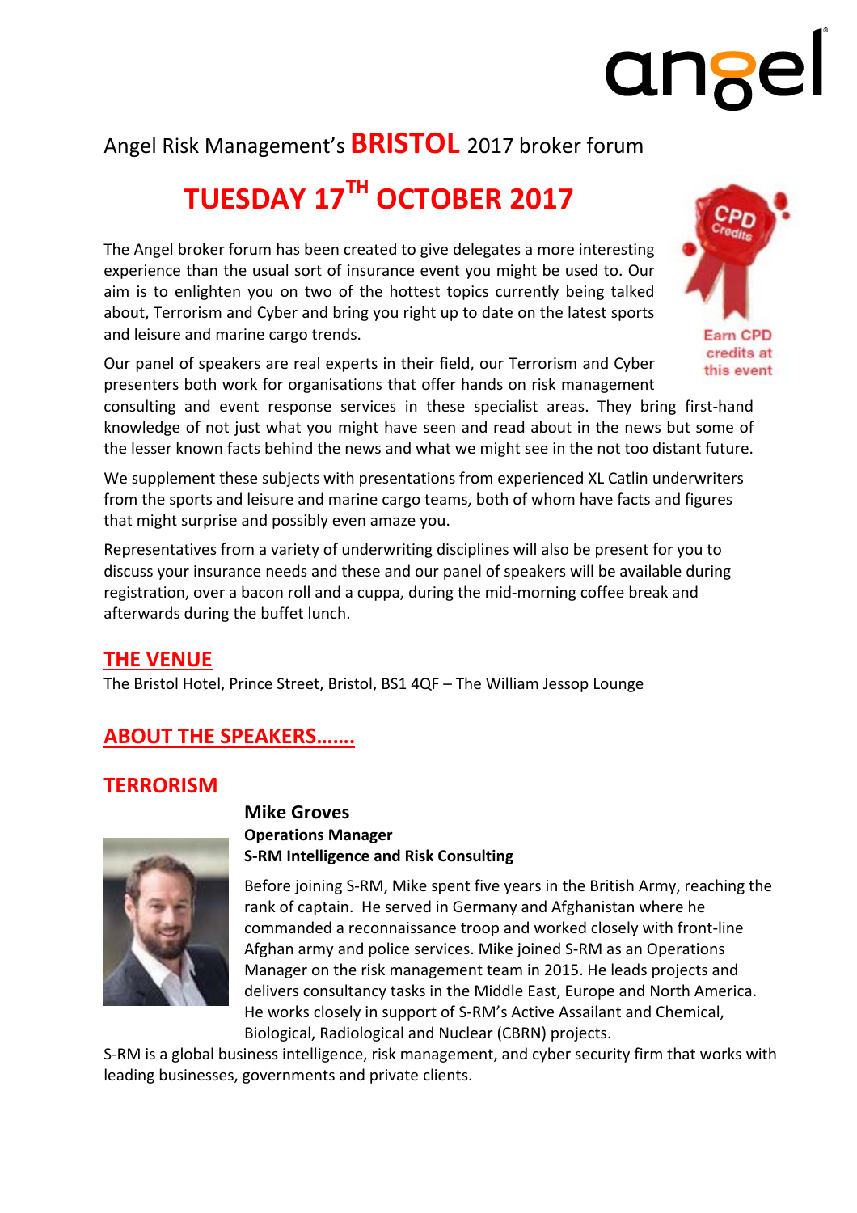angel

Angel Risk Management's **BRISTOL** 2017 broker forum

# TUESDAY 17TH OCTOBER 2017

Earn CPD credits at this event

The Angel broker forum has been created to give delegates a more interesting experience than the usual sort of insurance event you might be used to. Our aim is to enlighten you on two of the hottest topics currently being talked about, Terrorism and Cyber and bring you right up to date on the latest sports and leisure and marine cargo trends.

Our panel of speakers are real experts in their field, our Terrorism and Cyber presenters both work for organisations that offer hands on risk management consulting and event response services in these specialist areas. They bring first-hand knowledge of not just what you might have seen and read about in the news but some of the lesser known facts behind the news and what we might see in the not too distant future.

We supplement these subjects with presentations from experienced XL Catlin underwriters from the sports and leisure and marine cargo teams, both of whom have facts and figures that might surprise and possibly even amaze you.

Representatives from a variety of underwriting disciplines will also be present for you to discuss your insurance needs and these and our panel of speakers will be available during registration, over a bacon roll and a cuppa, during the mid-morning coffee break and afterwards during the buffet lunch.

## THE VENUE

The Bristol Hotel, Prince Street, Bristol, BS1 4QF – The William Jessop Lounge

## ABOUT THE SPEAKERS…….

## TERRORISM

**Mike Groves**
**Operations Manager**
**S-RM Intelligence and Risk Consulting**

Before joining S-RM, Mike spent five years in the British Army, reaching the rank of captain. He served in Germany and Afghanistan where he commanded a reconnaissance troop and worked closely with front-line Afghan army and police services. Mike joined S-RM as an Operations Manager on the risk management team in 2015. He leads projects and delivers consultancy tasks in the Middle East, Europe and North America. He works closely in support of S-RM's Active Assailant and Chemical, Biological, Radiological and Nuclear (CBRN) projects.

S-RM is a global business intelligence, risk management, and cyber security firm that works with leading businesses, governments and private clients.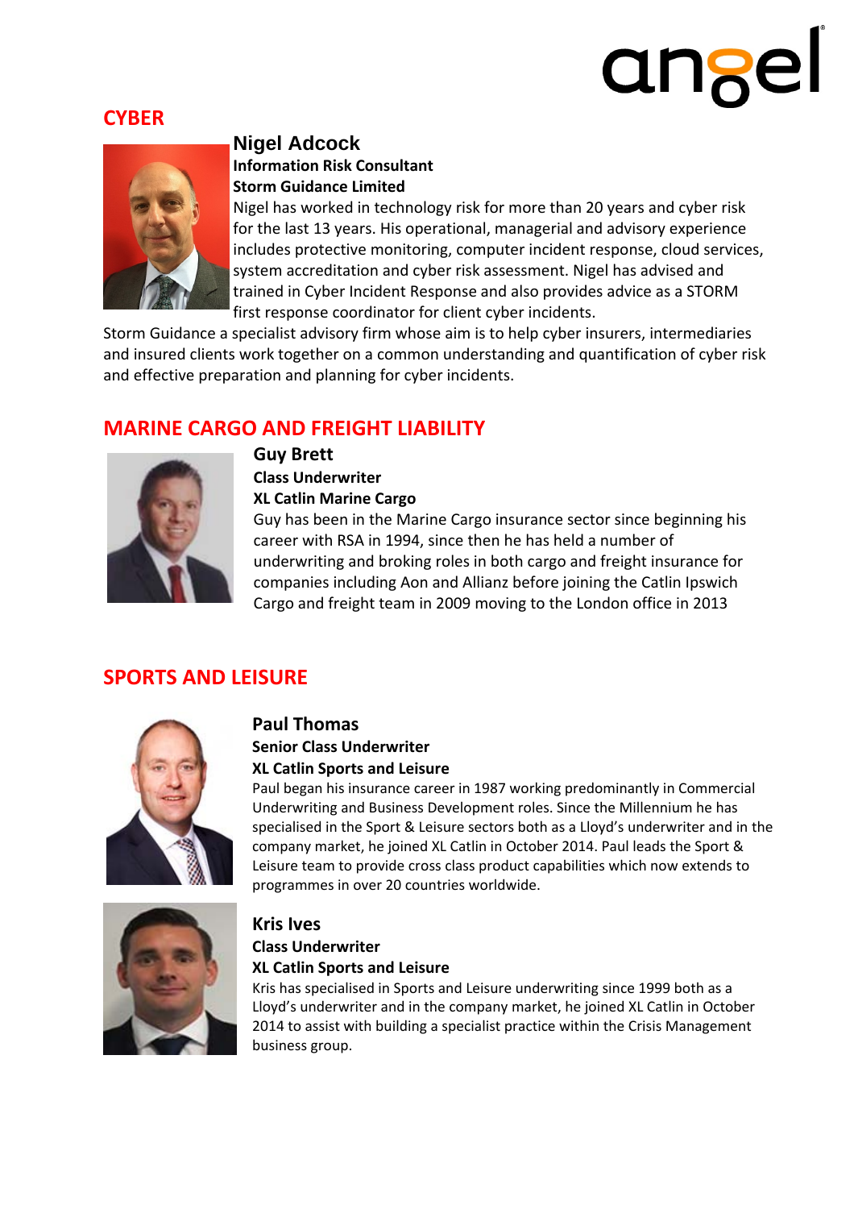## CYBER

### Nigel Adcock

**Information Risk Consultant**

**Storm Guidance Limited**

Nigel has worked in technology risk for more than 20 years and cyber risk for the last 13 years. His operational, managerial and advisory experience includes protective monitoring, computer incident response, cloud services, system accreditation and cyber risk assessment. Nigel has advised and trained in Cyber Incident Response and also provides advice as a STORM first response coordinator for client cyber incidents.

Storm Guidance a specialist advisory firm whose aim is to help cyber insurers, intermediaries and insured clients work together on a common understanding and quantification of cyber risk and effective preparation and planning for cyber incidents.

## MARINE CARGO AND FREIGHT LIABILITY

### Guy Brett

**Class Underwriter**

**XL Catlin Marine Cargo**

Guy has been in the Marine Cargo insurance sector since beginning his career with RSA in 1994, since then he has held a number of underwriting and broking roles in both cargo and freight insurance for companies including Aon and Allianz before joining the Catlin Ipswich Cargo and freight team in 2009 moving to the London office in 2013

## SPORTS AND LEISURE

### Paul Thomas

**Senior Class Underwriter**

**XL Catlin Sports and Leisure**

Paul began his insurance career in 1987 working predominantly in Commercial Underwriting and Business Development roles. Since the Millennium he has specialised in the Sport & Leisure sectors both as a Lloyd's underwriter and in the company market, he joined XL Catlin in October 2014. Paul leads the Sport & Leisure team to provide cross class product capabilities which now extends to programmes in over 20 countries worldwide.

### Kris Ives

**Class Underwriter**

**XL Catlin Sports and Leisure**

Kris has specialised in Sports and Leisure underwriting since 1999 both as a Lloyd's underwriter and in the company market, he joined XL Catlin in October 2014 to assist with building a specialist practice within the Crisis Management business group.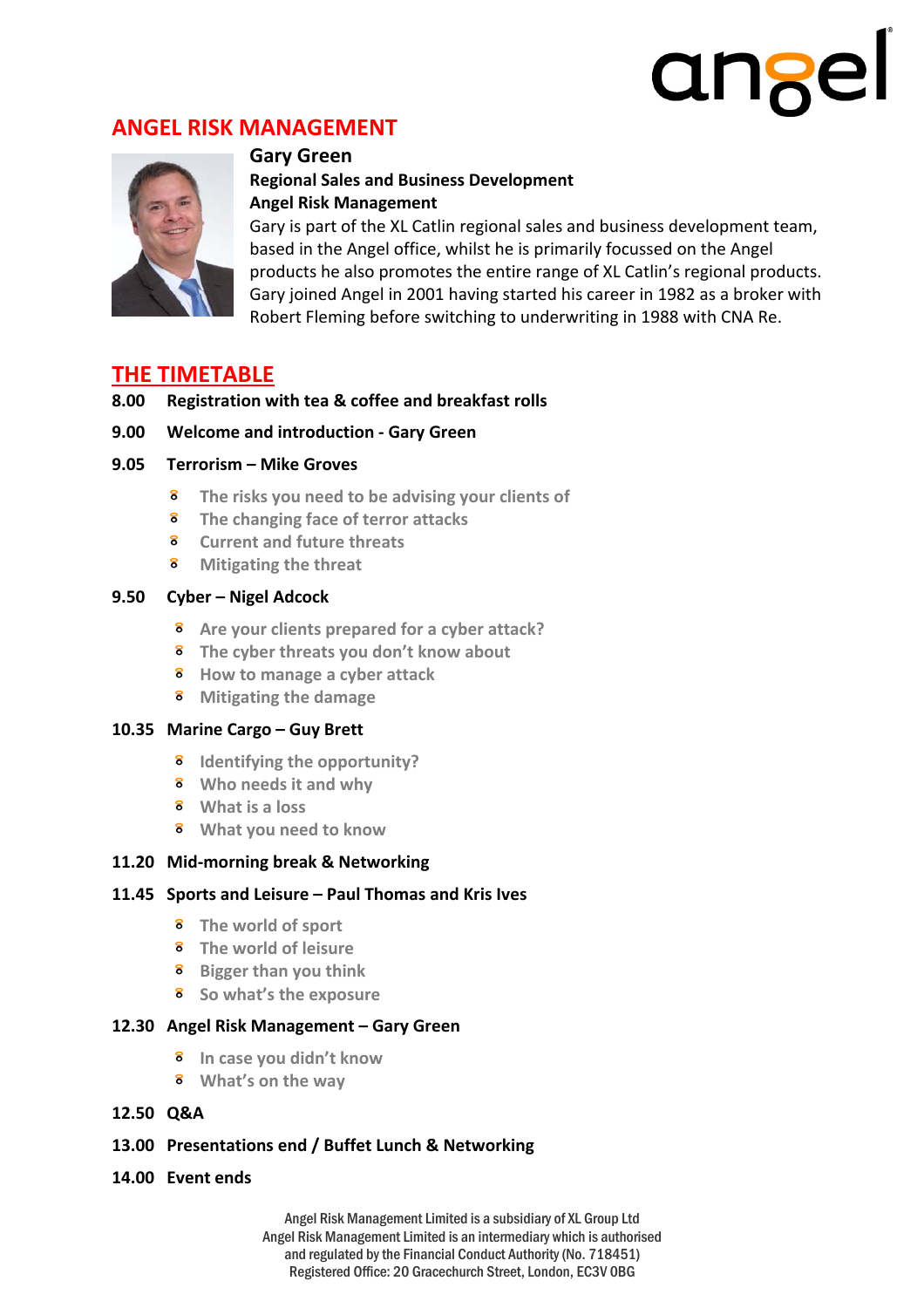angel

## ANGEL RISK MANAGEMENT

**Gary Green**
**Regional Sales and Business Development**
**Angel Risk Management**

Gary is part of the XL Catlin regional sales and business development team, based in the Angel office, whilst he is primarily focussed on the Angel products he also promotes the entire range of XL Catlin's regional products. Gary joined Angel in 2001 having started his career in 1982 as a broker with Robert Fleming before switching to underwriting in 1988 with CNA Re.

## THE TIMETABLE

**8.00 Registration with tea & coffee and breakfast rolls**

**9.00 Welcome and introduction - Gary Green**

**9.05 Terrorism – Mike Groves**

- The risks you need to be advising your clients of
- The changing face of terror attacks
- Current and future threats
- Mitigating the threat

**9.50 Cyber – Nigel Adcock**

- Are your clients prepared for a cyber attack?
- The cyber threats you don't know about
- How to manage a cyber attack
- Mitigating the damage

**10.35 Marine Cargo – Guy Brett**

- Identifying the opportunity?
- Who needs it and why
- What is a loss
- What you need to know

**11.20 Mid-morning break & Networking**

**11.45 Sports and Leisure – Paul Thomas and Kris Ives**

- The world of sport
- The world of leisure
- Bigger than you think
- So what's the exposure

**12.30 Angel Risk Management – Gary Green**

- In case you didn't know
- What's on the way

**12.50 Q&A**

**13.00 Presentations end / Buffet Lunch & Networking**

**14.00 Event ends**

Angel Risk Management Limited is a subsidiary of XL Group Ltd
Angel Risk Management Limited is an intermediary which is authorised and regulated by the Financial Conduct Authority (No. 718451)
Registered Office: 20 Gracechurch Street, London, EC3V 0BG